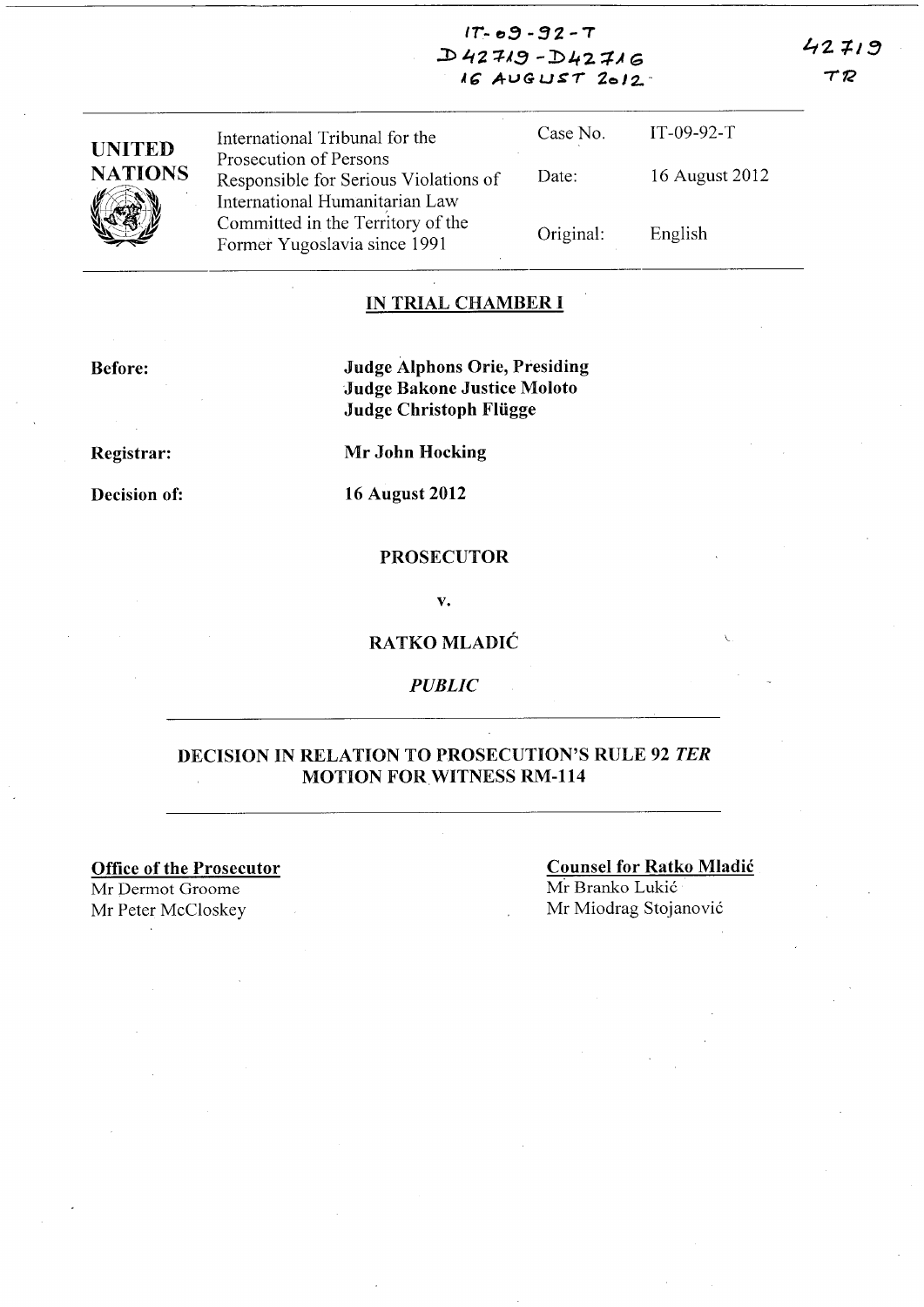IT-09-92-T
D42719-D42716
16 AUGUST 2012

42719
TR

| UNITED NATIONS | International Tribunal for the Prosecution of Persons Responsible for Serious Violations of International Humanitarian Law Committed in the Territory of the Former Yugoslavia since 1991 | Case No. | IT-09-92-T |
|---|---|---|---|
| | | Date: | 16 August 2012 |
| | | Original: | English |

## IN TRIAL CHAMBER I

**Before:** **Judge Alphons Orie, Presiding**
**Judge Bakone Justice Moloto**
**Judge Christoph Flügge**

**Registrar:** **Mr John Hocking**

**Decision of:** **16 August 2012**

**PROSECUTOR**

**v.**

**RATKO MLADIĆ**

***PUBLIC***

## DECISION IN RELATION TO PROSECUTION'S RULE 92 *TER* MOTION FOR WITNESS RM-114

**Office of the Prosecutor**
Mr Dermot Groome
Mr Peter McCloskey

**Counsel for Ratko Mladić**
Mr Branko Lukić
Mr Miodrag Stojanović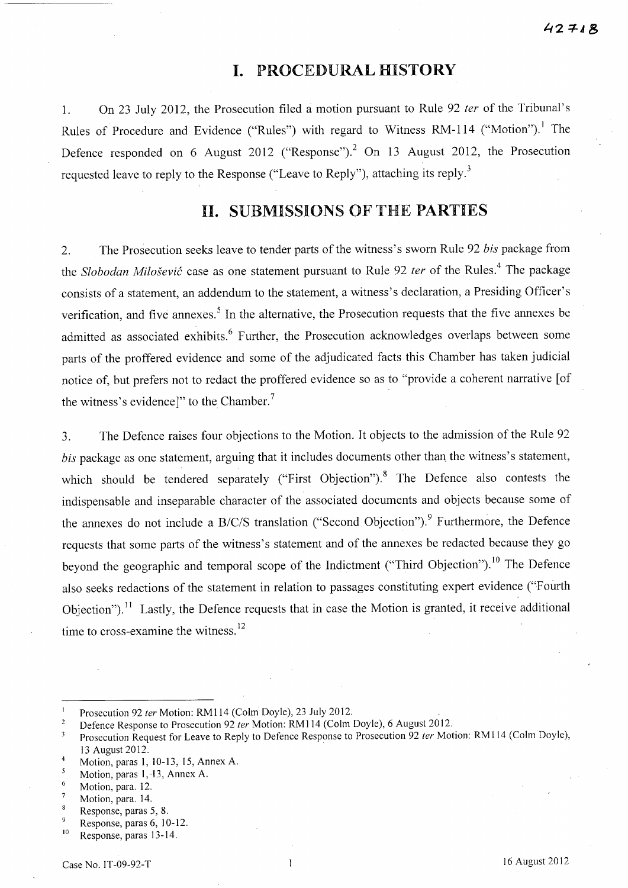# I. PROCEDURAL HISTORY

1. On 23 July 2012, the Prosecution filed a motion pursuant to Rule 92 *ter* of the Tribunal's Rules of Procedure and Evidence ("Rules") with regard to Witness RM-114 ("Motion").[1] The Defence responded on 6 August 2012 ("Response").[2] On 13 August 2012, the Prosecution requested leave to reply to the Response ("Leave to Reply"), attaching its reply.[3]

# II. SUBMISSIONS OF THE PARTIES

2. The Prosecution seeks leave to tender parts of the witness's sworn Rule 92 *bis* package from the *Slobodan Milošević* case as one statement pursuant to Rule 92 *ter* of the Rules.[4] The package consists of a statement, an addendum to the statement, a witness's declaration, a Presiding Officer's verification, and five annexes.[5] In the alternative, the Prosecution requests that the five annexes be admitted as associated exhibits.[6] Further, the Prosecution acknowledges overlaps between some parts of the proffered evidence and some of the adjudicated facts this Chamber has taken judicial notice of, but prefers not to redact the proffered evidence so as to "provide a coherent narrative [of the witness's evidence]" to the Chamber.[7]

3. The Defence raises four objections to the Motion. It objects to the admission of the Rule 92 *bis* package as one statement, arguing that it includes documents other than the witness's statement, which should be tendered separately ("First Objection").[8] The Defence also contests the indispensable and inseparable character of the associated documents and objects because some of the annexes do not include a B/C/S translation ("Second Objection").[9] Furthermore, the Defence requests that some parts of the witness's statement and of the annexes be redacted because they go beyond the geographic and temporal scope of the Indictment ("Third Objection").[10] The Defence also seeks redactions of the statement in relation to passages constituting expert evidence ("Fourth Objection").[11] Lastly, the Defence requests that in case the Motion is granted, it receive additional time to cross-examine the witness.[12]

---

[1] Prosecution 92 *ter* Motion: RM114 (Colm Doyle), 23 July 2012.

[2] Defence Response to Prosecution 92 *ter* Motion: RM114 (Colm Doyle), 6 August 2012.

[3] Prosecution Request for Leave to Reply to Defence Response to Prosecution 92 *ter* Motion: RM114 (Colm Doyle), 13 August 2012.

[4] Motion, paras 1, 10-13, 15, Annex A.

[5] Motion, paras 1, 13, Annex A.

[6] Motion, para. 12.

[7] Motion, para. 14.

[8] Response, paras 5, 8.

[9] Response, paras 6, 10-12.

[10] Response, paras 13-14.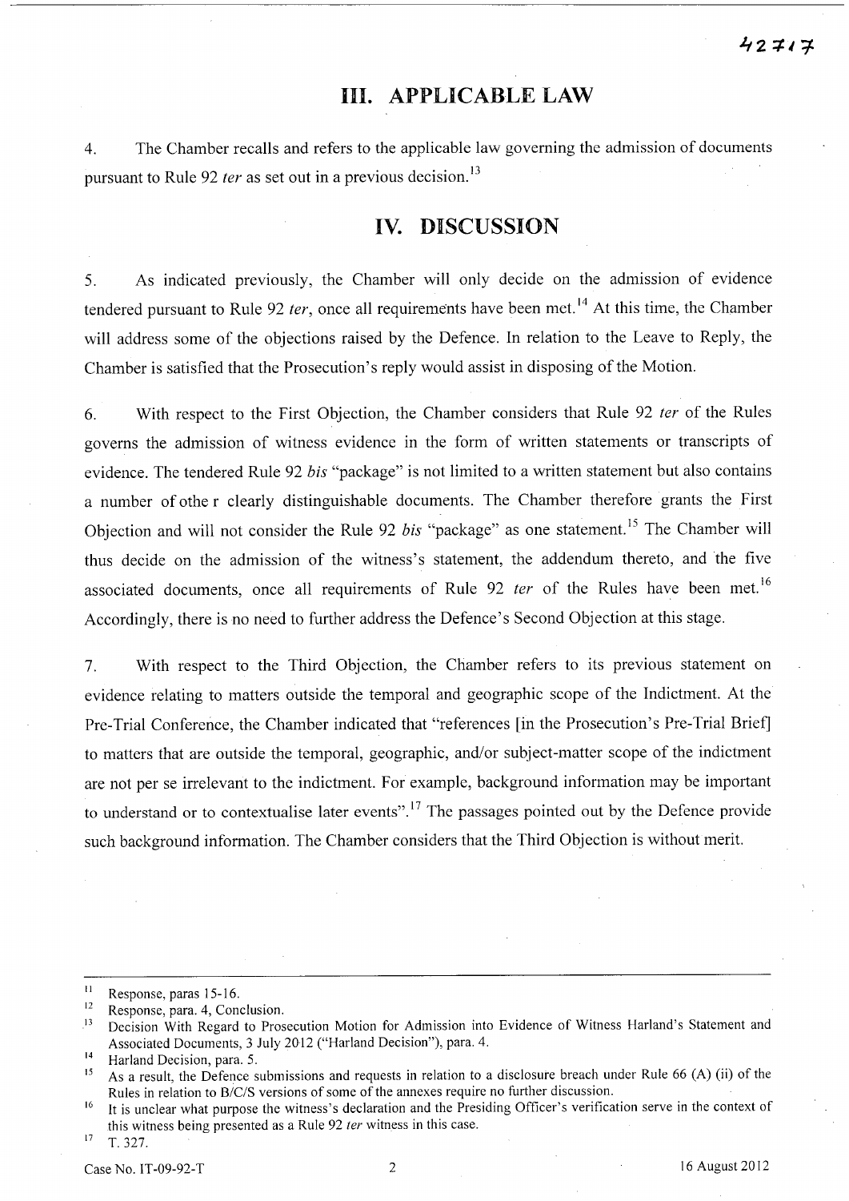# III. APPLICABLE LAW

4. The Chamber recalls and refers to the applicable law governing the admission of documents pursuant to Rule 92 *ter* as set out in a previous decision.[13]

# IV. DISCUSSION

5. As indicated previously, the Chamber will only decide on the admission of evidence tendered pursuant to Rule 92 *ter*, once all requirements have been met.[14] At this time, the Chamber will address some of the objections raised by the Defence. In relation to the Leave to Reply, the Chamber is satisfied that the Prosecution's reply would assist in disposing of the Motion.

6. With respect to the First Objection, the Chamber considers that Rule 92 *ter* of the Rules governs the admission of witness evidence in the form of written statements or transcripts of evidence. The tendered Rule 92 *bis* "package" is not limited to a written statement but also contains a number of othe r clearly distinguishable documents. The Chamber therefore grants the First Objection and will not consider the Rule 92 *bis* "package" as one statement.[15] The Chamber will thus decide on the admission of the witness's statement, the addendum thereto, and the five associated documents, once all requirements of Rule 92 *ter* of the Rules have been met.[16] Accordingly, there is no need to further address the Defence's Second Objection at this stage.

7. With respect to the Third Objection, the Chamber refers to its previous statement on evidence relating to matters outside the temporal and geographic scope of the Indictment. At the Pre-Trial Conference, the Chamber indicated that "references [in the Prosecution's Pre-Trial Brief] to matters that are outside the temporal, geographic, and/or subject-matter scope of the indictment are not per se irrelevant to the indictment. For example, background information may be important to understand or to contextualise later events".[17] The passages pointed out by the Defence provide such background information. The Chamber considers that the Third Objection is without merit.

---

[11] Response, paras 15-16.

[12] Response, para. 4, Conclusion.

[13] Decision With Regard to Prosecution Motion for Admission into Evidence of Witness Harland's Statement and Associated Documents, 3 July 2012 ("Harland Decision"), para. 4.

[14] Harland Decision, para. 5.

[15] As a result, the Defence submissions and requests in relation to a disclosure breach under Rule 66 (A) (ii) of the Rules in relation to B/C/S versions of some of the annexes require no further discussion.

[16] It is unclear what purpose the witness's declaration and the Presiding Officer's verification serve in the context of this witness being presented as a Rule 92 *ter* witness in this case.

[17] T. 327.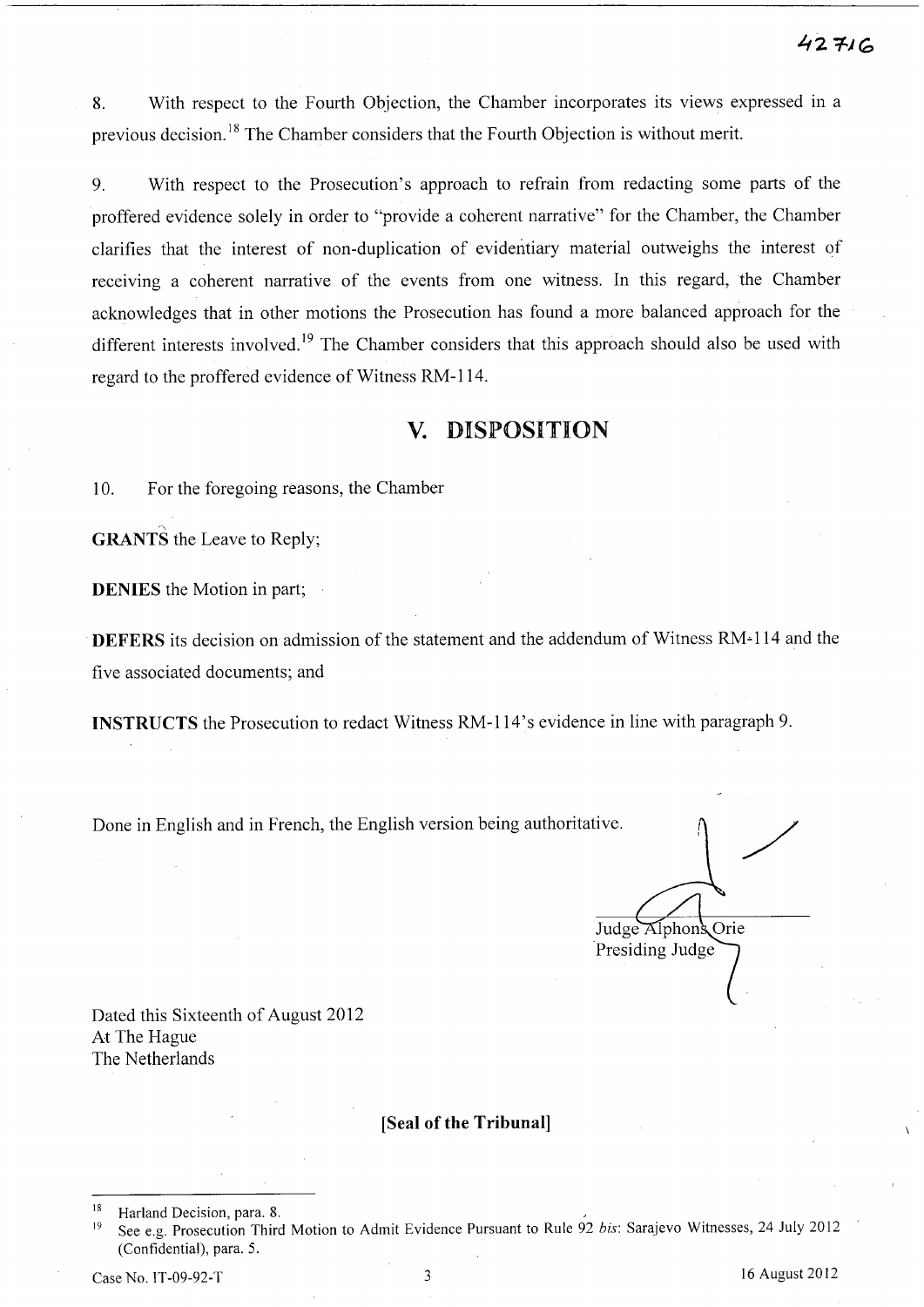8. With respect to the Fourth Objection, the Chamber incorporates its views expressed in a previous decision.[18] The Chamber considers that the Fourth Objection is without merit.

9. With respect to the Prosecution's approach to refrain from redacting some parts of the proffered evidence solely in order to "provide a coherent narrative" for the Chamber, the Chamber clarifies that the interest of non-duplication of evidentiary material outweighs the interest of receiving a coherent narrative of the events from one witness. In this regard, the Chamber acknowledges that in other motions the Prosecution has found a more balanced approach for the different interests involved.[19] The Chamber considers that this approach should also be used with regard to the proffered evidence of Witness RM-114.

# V. DISPOSITION

10. For the foregoing reasons, the Chamber

**GRANTS** the Leave to Reply;

**DENIES** the Motion in part;

**DEFERS** its decision on admission of the statement and the addendum of Witness RM-114 and the five associated documents; and

**INSTRUCTS** the Prosecution to redact Witness RM-114's evidence in line with paragraph 9.

Done in English and in French, the English version being authoritative.

Judge Alphons Orie
Presiding Judge

Dated this Sixteenth of August 2012
At The Hague
The Netherlands

**[Seal of the Tribunal]**

---

[18] Harland Decision, para. 8.

[19] See e.g. Prosecution Third Motion to Admit Evidence Pursuant to Rule 92 *bis*: Sarajevo Witnesses, 24 July 2012 (Confidential), para. 5.